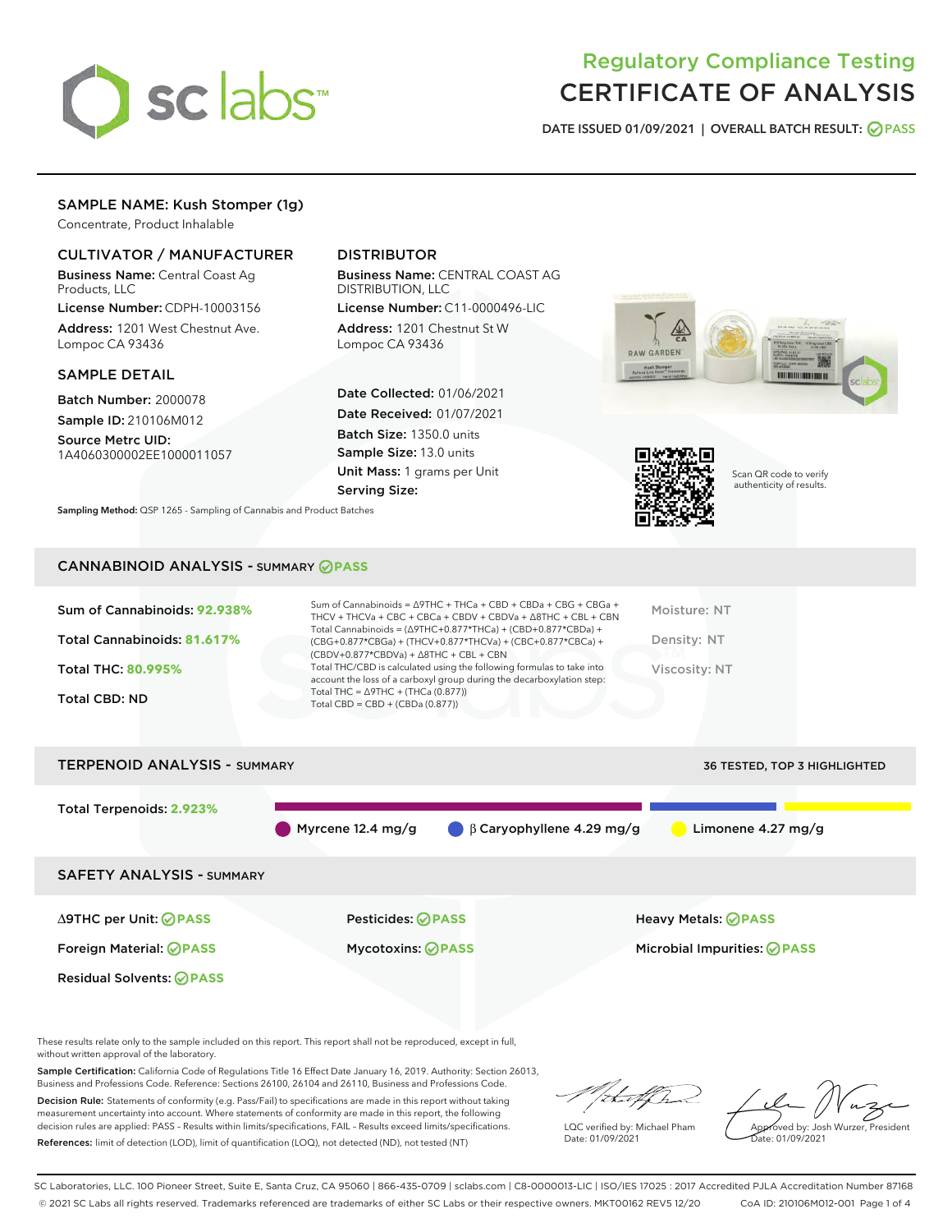# Regulatory Compliance Testing
# CERTIFICATE OF ANALYSIS

DATE ISSUED 01/09/2021 | OVERALL BATCH RESULT: PASS

## SAMPLE NAME: Kush Stomper (1g)

Concentrate, Product Inhalable

### CULTIVATOR / MANUFACTURER

**Business Name:** Central Coast Ag Products, LLC

**License Number:** CDPH-10003156

**Address:** 1201 West Chestnut Ave. Lompoc CA 93436

### DISTRIBUTOR

**Business Name:** CENTRAL COAST AG DISTRIBUTION, LLC

**License Number:** C11-0000496-LIC

**Address:** 1201 Chestnut St W Lompoc CA 93436

### SAMPLE DETAIL

**Batch Number:** 2000078

**Sample ID:** 210106M012

**Source Metrc UID:** 1A4060300002EE1000011057

**Date Collected:** 01/06/2021

**Date Received:** 01/07/2021

**Batch Size:** 1350.0 units

**Sample Size:** 13.0 units

**Unit Mass:** 1 grams per Unit

**Serving Size:**

Scan QR code to verify authenticity of results.

**Sampling Method:** QSP 1265 - Sampling of Cannabis and Product Batches

## CANNABINOID ANALYSIS - SUMMARY PASS

Sum of Cannabinoids: **92.938%**

Total Cannabinoids: **81.617%**

Total THC: **80.995%**

Total CBD: ND

Sum of Cannabinoids = Δ9THC + THCa + CBD + CBDa + CBG + CBGa + THCV + THCVa + CBC + CBCa + CBDV + CBDVa + Δ8THC + CBL + CBN

Total Cannabinoids = (Δ9THC+0.877*THCa) + (CBD+0.877*CBDa) + (CBG+0.877*CBGa) + (THCV+0.877*THCVa) + (CBC+0.877*CBCa) + (CBDV+0.877*CBDVa) + Δ8THC + CBL + CBN

Total THC/CBD is calculated using the following formulas to take into account the loss of a carboxyl group during the decarboxylation step:

Total THC = Δ9THC + (THCa (0.877))

Total CBD = CBD + (CBDa (0.877))

Moisture: NT

Density: NT

Viscosity: NT

## TERPENOID ANALYSIS - SUMMARY

36 TESTED, TOP 3 HIGHLIGHTED

Total Terpenoids: **2.923%**

Myrcene 12.4 mg/g

β Caryophyllene 4.29 mg/g

Limonene 4.27 mg/g

## SAFETY ANALYSIS - SUMMARY

Δ9THC per Unit: PASS

Pesticides: PASS

Heavy Metals: PASS

Foreign Material: PASS

Mycotoxins: PASS

Microbial Impurities: PASS

Residual Solvents: PASS

These results relate only to the sample included on this report. This report shall not be reproduced, except in full, without written approval of the laboratory.

**Sample Certification:** California Code of Regulations Title 16 Effect Date January 16, 2019. Authority: Section 26013, Business and Professions Code. Reference: Sections 26100, 26104 and 26110, Business and Professions Code.

**Decision Rule:** Statements of conformity (e.g. Pass/Fail) to specifications are made in this report without taking measurement uncertainty into account. Where statements of conformity are made in this report, the following decision rules are applied: PASS – Results within limits/specifications, FAIL – Results exceed limits/specifications.

**References:** limit of detection (LOD), limit of quantification (LOQ), not detected (ND), not tested (NT)

LQC verified by: Michael Pham
Date: 01/09/2021

Approved by: Josh Wurzer, President
Date: 01/09/2021

SC Laboratories, LLC. 100 Pioneer Street, Suite E, Santa Cruz, CA 95060 | 866-435-0709 | sclabs.com | C8-0000013-LIC | ISO/IES 17025 : 2017 Accredited PJLA Accreditation Number 87168
© 2021 SC Labs all rights reserved. Trademarks referenced are trademarks of either SC Labs or their respective owners. MKT00162 REV5 12/20 CoA ID: 210106M012-001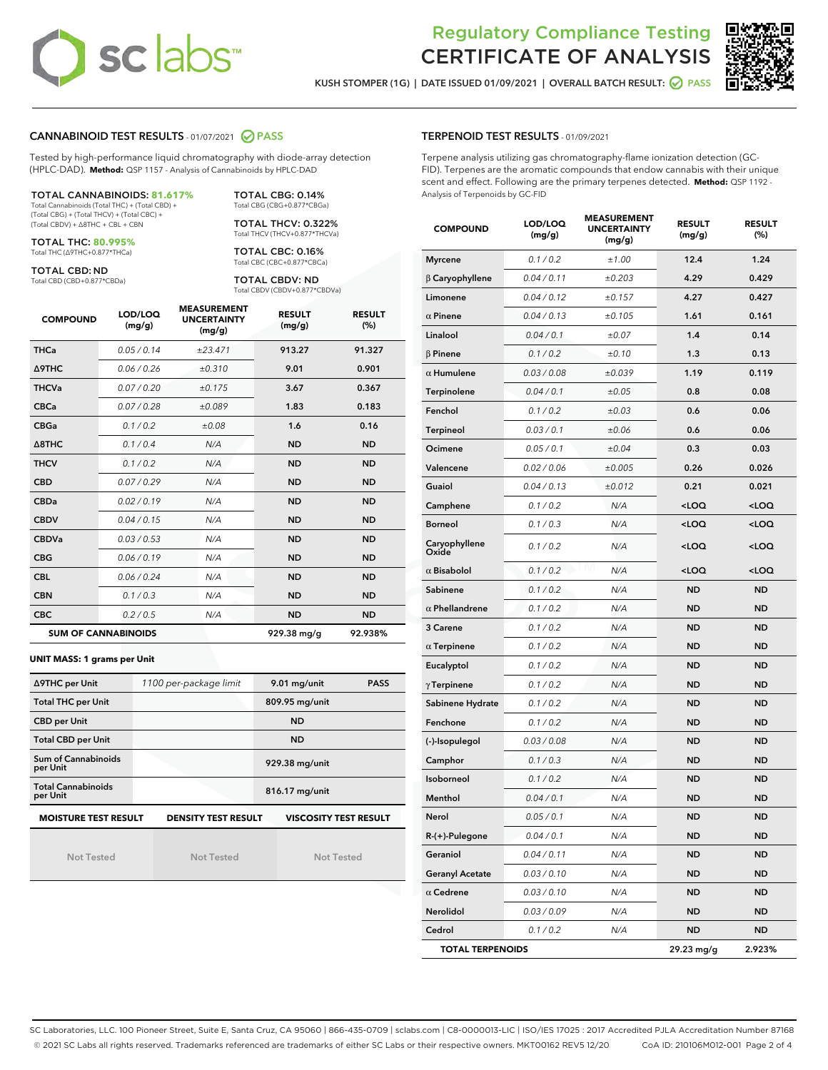# Regulatory Compliance Testing
# CERTIFICATE OF ANALYSIS

KUSH STOMPER (1G) | DATE ISSUED 01/09/2021 | OVERALL BATCH RESULT: PASS

## CANNABINOID TEST RESULTS - 01/07/2021 PASS

Tested by high-performance liquid chromatography with diode-array detection (HPLC-DAD). **Method:** QSP 1157 - Analysis of Cannabinoids by HPLC-DAD

**TOTAL CANNABINOIDS: 81.617%**
Total Cannabinoids (Total THC) + (Total CBD) + (Total CBG) + (Total THCV) + (Total CBC) + (Total CBDV) + Δ8THC + CBL + CBN

**TOTAL THC: 80.995%**
Total THC (Δ9THC+0.877*THCa)

**TOTAL CBD: ND**
Total CBD (CBD+0.877*CBDa)

**TOTAL CBG: 0.14%**
Total CBG (CBG+0.877*CBGa)

**TOTAL THCV: 0.322%**
Total THCV (THCV+0.877*THCVa)

**TOTAL CBC: 0.16%**
Total CBC (CBC+0.877*CBCa)

**TOTAL CBDV: ND**
Total CBDV (CBDV+0.877*CBDVa)

| COMPOUND | LOD/LOQ (mg/g) | MEASUREMENT UNCERTAINTY (mg/g) | RESULT (mg/g) | RESULT (%) |
|---|---|---|---|---|
| THCa | 0.05 / 0.14 | ±23.471 | 913.27 | 91.327 |
| Δ9THC | 0.06 / 0.26 | ±0.310 | 9.01 | 0.901 |
| THCVa | 0.07 / 0.20 | ±0.175 | 3.67 | 0.367 |
| CBCa | 0.07 / 0.28 | ±0.089 | 1.83 | 0.183 |
| CBGa | 0.1 / 0.2 | ±0.08 | 1.6 | 0.16 |
| Δ8THC | 0.1 / 0.4 | N/A | ND | ND |
| THCV | 0.1 / 0.2 | N/A | ND | ND |
| CBD | 0.07 / 0.29 | N/A | ND | ND |
| CBDa | 0.02 / 0.19 | N/A | ND | ND |
| CBDV | 0.04 / 0.15 | N/A | ND | ND |
| CBDVa | 0.03 / 0.53 | N/A | ND | ND |
| CBG | 0.06 / 0.19 | N/A | ND | ND |
| CBL | 0.06 / 0.24 | N/A | ND | ND |
| CBN | 0.1 / 0.3 | N/A | ND | ND |
| CBC | 0.2 / 0.5 | N/A | ND | ND |
| **SUM OF CANNABINOIDS** | | | 929.38 mg/g | 92.938% |

**UNIT MASS: 1 grams per Unit**

| | | | |
|---|---|---|---|
| Δ9THC per Unit | 1100 per-package limit | 9.01 mg/unit | PASS |
| Total THC per Unit | | 809.95 mg/unit | |
| CBD per Unit | | ND | |
| Total CBD per Unit | | ND | |
| Sum of Cannabinoids per Unit | | 929.38 mg/unit | |
| Total Cannabinoids per Unit | | 816.17 mg/unit | |

| MOISTURE TEST RESULT | DENSITY TEST RESULT | VISCOSITY TEST RESULT |
|---|---|---|
| Not Tested | Not Tested | Not Tested |

## TERPENOID TEST RESULTS - 01/09/2021

Terpene analysis utilizing gas chromatography-flame ionization detection (GC-FID). Terpenes are the aromatic compounds that endow cannabis with their unique scent and effect. Following are the primary terpenes detected. **Method:** QSP 1192 - Analysis of Terpenoids by GC-FID

| COMPOUND | LOD/LOQ (mg/g) | MEASUREMENT UNCERTAINTY (mg/g) | RESULT (mg/g) | RESULT (%) |
|---|---|---|---|---|
| Myrcene | 0.1 / 0.2 | ±1.00 | 12.4 | 1.24 |
| β Caryophyllene | 0.04 / 0.11 | ±0.203 | 4.29 | 0.429 |
| Limonene | 0.04 / 0.12 | ±0.157 | 4.27 | 0.427 |
| α Pinene | 0.04 / 0.13 | ±0.105 | 1.61 | 0.161 |
| Linalool | 0.04 / 0.1 | ±0.07 | 1.4 | 0.14 |
| β Pinene | 0.1 / 0.2 | ±0.10 | 1.3 | 0.13 |
| α Humulene | 0.03 / 0.08 | ±0.039 | 1.19 | 0.119 |
| Terpinolene | 0.04 / 0.1 | ±0.05 | 0.8 | 0.08 |
| Fenchol | 0.1 / 0.2 | ±0.03 | 0.6 | 0.06 |
| Terpineol | 0.03 / 0.1 | ±0.06 | 0.6 | 0.06 |
| Ocimene | 0.05 / 0.1 | ±0.04 | 0.3 | 0.03 |
| Valencene | 0.02 / 0.06 | ±0.005 | 0.26 | 0.026 |
| Guaiol | 0.04 / 0.13 | ±0.012 | 0.21 | 0.021 |
| Camphene | 0.1 / 0.2 | N/A | <LOQ | <LOQ |
| Borneol | 0.1 / 0.3 | N/A | <LOQ | <LOQ |
| Caryophyllene Oxide | 0.1 / 0.2 | N/A | <LOQ | <LOQ |
| α Bisabolol | 0.1 / 0.2 | N/A | <LOQ | <LOQ |
| Sabinene | 0.1 / 0.2 | N/A | ND | ND |
| α Phellandrene | 0.1 / 0.2 | N/A | ND | ND |
| 3 Carene | 0.1 / 0.2 | N/A | ND | ND |
| α Terpinene | 0.1 / 0.2 | N/A | ND | ND |
| Eucalyptol | 0.1 / 0.2 | N/A | ND | ND |
| γ Terpinene | 0.1 / 0.2 | N/A | ND | ND |
| Sabinene Hydrate | 0.1 / 0.2 | N/A | ND | ND |
| Fenchone | 0.1 / 0.2 | N/A | ND | ND |
| (-)-Isopulegol | 0.03 / 0.08 | N/A | ND | ND |
| Camphor | 0.1 / 0.3 | N/A | ND | ND |
| Isoborneol | 0.1 / 0.2 | N/A | ND | ND |
| Menthol | 0.04 / 0.1 | N/A | ND | ND |
| Nerol | 0.05 / 0.1 | N/A | ND | ND |
| R-(+)-Pulegone | 0.04 / 0.1 | N/A | ND | ND |
| Geraniol | 0.04 / 0.11 | N/A | ND | ND |
| Geranyl Acetate | 0.03 / 0.10 | N/A | ND | ND |
| α Cedrene | 0.03 / 0.10 | N/A | ND | ND |
| Nerolidol | 0.03 / 0.09 | N/A | ND | ND |
| Cedrol | 0.1 / 0.2 | N/A | ND | ND |
| **TOTAL TERPENOIDS** | | | 29.23 mg/g | 2.923% |

SC Laboratories, LLC. 100 Pioneer Street, Suite E, Santa Cruz, CA 95060 | 866-435-0709 | sclabs.com | C8-0000013-LIC | ISO/IES 17025 : 2017 Accredited PJLA Accreditation Number 87168
© 2021 SC Labs all rights reserved. Trademarks referenced are trademarks of either SC Labs or their respective owners. MKT00162 REV5 12/20 CoA ID: 210106M012-001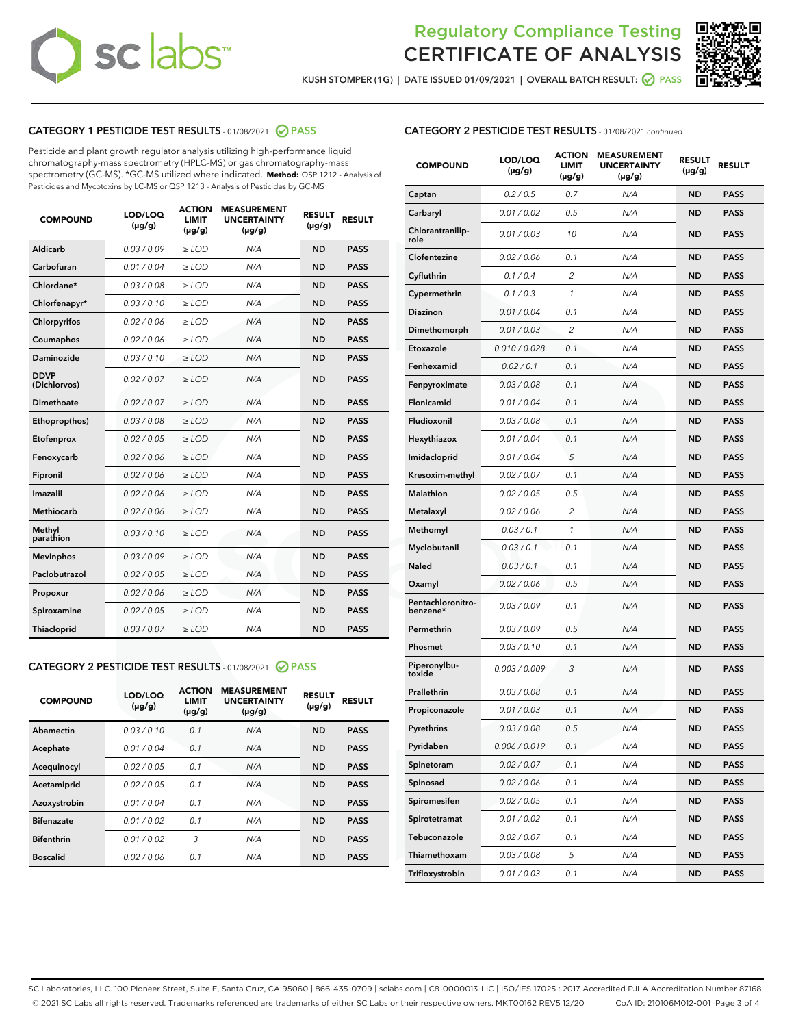# Regulatory Compliance Testing
# CERTIFICATE OF ANALYSIS

KUSH STOMPER (1G) | DATE ISSUED 01/09/2021 | OVERALL BATCH RESULT: PASS

## CATEGORY 1 PESTICIDE TEST RESULTS - 01/08/2021 PASS

Pesticide and plant growth regulator analysis utilizing high-performance liquid chromatography-mass spectrometry (HPLC-MS) or gas chromatography-mass spectrometry (GC-MS). *GC-MS utilized where indicated. **Method:** QSP 1212 - Analysis of Pesticides and Mycotoxins by LC-MS or QSP 1213 - Analysis of Pesticides by GC-MS

| COMPOUND | LOD/LOQ (µg/g) | ACTION LIMIT (µg/g) | MEASUREMENT UNCERTAINTY (µg/g) | RESULT (µg/g) | RESULT |
|---|---|---|---|---|---|
| Aldicarb | 0.03 / 0.09 | ≥ LOD | N/A | ND | PASS |
| Carbofuran | 0.01 / 0.04 | ≥ LOD | N/A | ND | PASS |
| Chlordane* | 0.03 / 0.08 | ≥ LOD | N/A | ND | PASS |
| Chlorfenapyr* | 0.03 / 0.10 | ≥ LOD | N/A | ND | PASS |
| Chlorpyrifos | 0.02 / 0.06 | ≥ LOD | N/A | ND | PASS |
| Coumaphos | 0.02 / 0.06 | ≥ LOD | N/A | ND | PASS |
| Daminozide | 0.03 / 0.10 | ≥ LOD | N/A | ND | PASS |
| DDVP (Dichlorvos) | 0.02 / 0.07 | ≥ LOD | N/A | ND | PASS |
| Dimethoate | 0.02 / 0.07 | ≥ LOD | N/A | ND | PASS |
| Ethoprop(hos) | 0.03 / 0.08 | ≥ LOD | N/A | ND | PASS |
| Etofenprox | 0.02 / 0.05 | ≥ LOD | N/A | ND | PASS |
| Fenoxycarb | 0.02 / 0.06 | ≥ LOD | N/A | ND | PASS |
| Fipronil | 0.02 / 0.06 | ≥ LOD | N/A | ND | PASS |
| Imazalil | 0.02 / 0.06 | ≥ LOD | N/A | ND | PASS |
| Methiocarb | 0.02 / 0.06 | ≥ LOD | N/A | ND | PASS |
| Methyl parathion | 0.03 / 0.10 | ≥ LOD | N/A | ND | PASS |
| Mevinphos | 0.03 / 0.09 | ≥ LOD | N/A | ND | PASS |
| Paclobutrazol | 0.02 / 0.05 | ≥ LOD | N/A | ND | PASS |
| Propoxur | 0.02 / 0.06 | ≥ LOD | N/A | ND | PASS |
| Spiroxamine | 0.02 / 0.05 | ≥ LOD | N/A | ND | PASS |
| Thiacloprid | 0.03 / 0.07 | ≥ LOD | N/A | ND | PASS |

## CATEGORY 2 PESTICIDE TEST RESULTS - 01/08/2021 PASS

| COMPOUND | LOD/LOQ (µg/g) | ACTION LIMIT (µg/g) | MEASUREMENT UNCERTAINTY (µg/g) | RESULT (µg/g) | RESULT |
|---|---|---|---|---|---|
| Abamectin | 0.03 / 0.10 | 0.1 | N/A | ND | PASS |
| Acephate | 0.01 / 0.04 | 0.1 | N/A | ND | PASS |
| Acequinocyl | 0.02 / 0.05 | 0.1 | N/A | ND | PASS |
| Acetamiprid | 0.02 / 0.05 | 0.1 | N/A | ND | PASS |
| Azoxystrobin | 0.01 / 0.04 | 0.1 | N/A | ND | PASS |
| Bifenazate | 0.01 / 0.02 | 0.1 | N/A | ND | PASS |
| Bifenthrin | 0.01 / 0.02 | 3 | N/A | ND | PASS |
| Boscalid | 0.02 / 0.06 | 0.1 | N/A | ND | PASS |
| Captan | 0.2 / 0.5 | 0.7 | N/A | ND | PASS |
| Carbaryl | 0.01 / 0.02 | 0.5 | N/A | ND | PASS |
| Chlorantraniliprole | 0.01 / 0.03 | 10 | N/A | ND | PASS |
| Clofentezine | 0.02 / 0.06 | 0.1 | N/A | ND | PASS |
| Cyfluthrin | 0.1 / 0.4 | 2 | N/A | ND | PASS |
| Cypermethrin | 0.1 / 0.3 | 1 | N/A | ND | PASS |
| Diazinon | 0.01 / 0.04 | 0.1 | N/A | ND | PASS |
| Dimethomorph | 0.01 / 0.03 | 2 | N/A | ND | PASS |
| Etoxazole | 0.010 / 0.028 | 0.1 | N/A | ND | PASS |
| Fenhexamid | 0.02 / 0.1 | 0.1 | N/A | ND | PASS |
| Fenpyroximate | 0.03 / 0.08 | 0.1 | N/A | ND | PASS |
| Flonicamid | 0.01 / 0.04 | 0.1 | N/A | ND | PASS |
| Fludioxonil | 0.03 / 0.08 | 0.1 | N/A | ND | PASS |
| Hexythiazox | 0.01 / 0.04 | 0.1 | N/A | ND | PASS |
| Imidacloprid | 0.01 / 0.04 | 5 | N/A | ND | PASS |
| Kresoxim-methyl | 0.02 / 0.07 | 0.1 | N/A | ND | PASS |
| Malathion | 0.02 / 0.05 | 0.5 | N/A | ND | PASS |
| Metalaxyl | 0.02 / 0.06 | 2 | N/A | ND | PASS |
| Methomyl | 0.03 / 0.1 | 1 | N/A | ND | PASS |
| Myclobutanil | 0.03 / 0.1 | 0.1 | N/A | ND | PASS |
| Naled | 0.03 / 0.1 | 0.1 | N/A | ND | PASS |
| Oxamyl | 0.02 / 0.06 | 0.5 | N/A | ND | PASS |
| Pentachloronitrobenzene* | 0.03 / 0.09 | 0.1 | N/A | ND | PASS |
| Permethrin | 0.03 / 0.09 | 0.5 | N/A | ND | PASS |
| Phosmet | 0.03 / 0.10 | 0.1 | N/A | ND | PASS |
| Piperonylbutoxide | 0.003 / 0.009 | 3 | N/A | ND | PASS |
| Prallethrin | 0.03 / 0.08 | 0.1 | N/A | ND | PASS |
| Propiconazole | 0.01 / 0.03 | 0.1 | N/A | ND | PASS |
| Pyrethrins | 0.03 / 0.08 | 0.5 | N/A | ND | PASS |
| Pyridaben | 0.006 / 0.019 | 0.1 | N/A | ND | PASS |
| Spinetoram | 0.02 / 0.07 | 0.1 | N/A | ND | PASS |
| Spinosad | 0.02 / 0.06 | 0.1 | N/A | ND | PASS |
| Spiromesifen | 0.02 / 0.05 | 0.1 | N/A | ND | PASS |
| Spirotetramat | 0.01 / 0.02 | 0.1 | N/A | ND | PASS |
| Tebuconazole | 0.02 / 0.07 | 0.1 | N/A | ND | PASS |
| Thiamethoxam | 0.03 / 0.08 | 5 | N/A | ND | PASS |
| Trifloxystrobin | 0.01 / 0.03 | 0.1 | N/A | ND | PASS |

SC Laboratories, LLC. 100 Pioneer Street, Suite E, Santa Cruz, CA 95060 | 866-435-0709 | sclabs.com | C8-0000013-LIC | ISO/IES 17025 : 2017 Accredited PJLA Accreditation Number 87168
© 2021 SC Labs all rights reserved. Trademarks referenced are trademarks of either SC Labs or their respective owners. MKT00162 REV5 12/20 CoA ID: 210106M012-001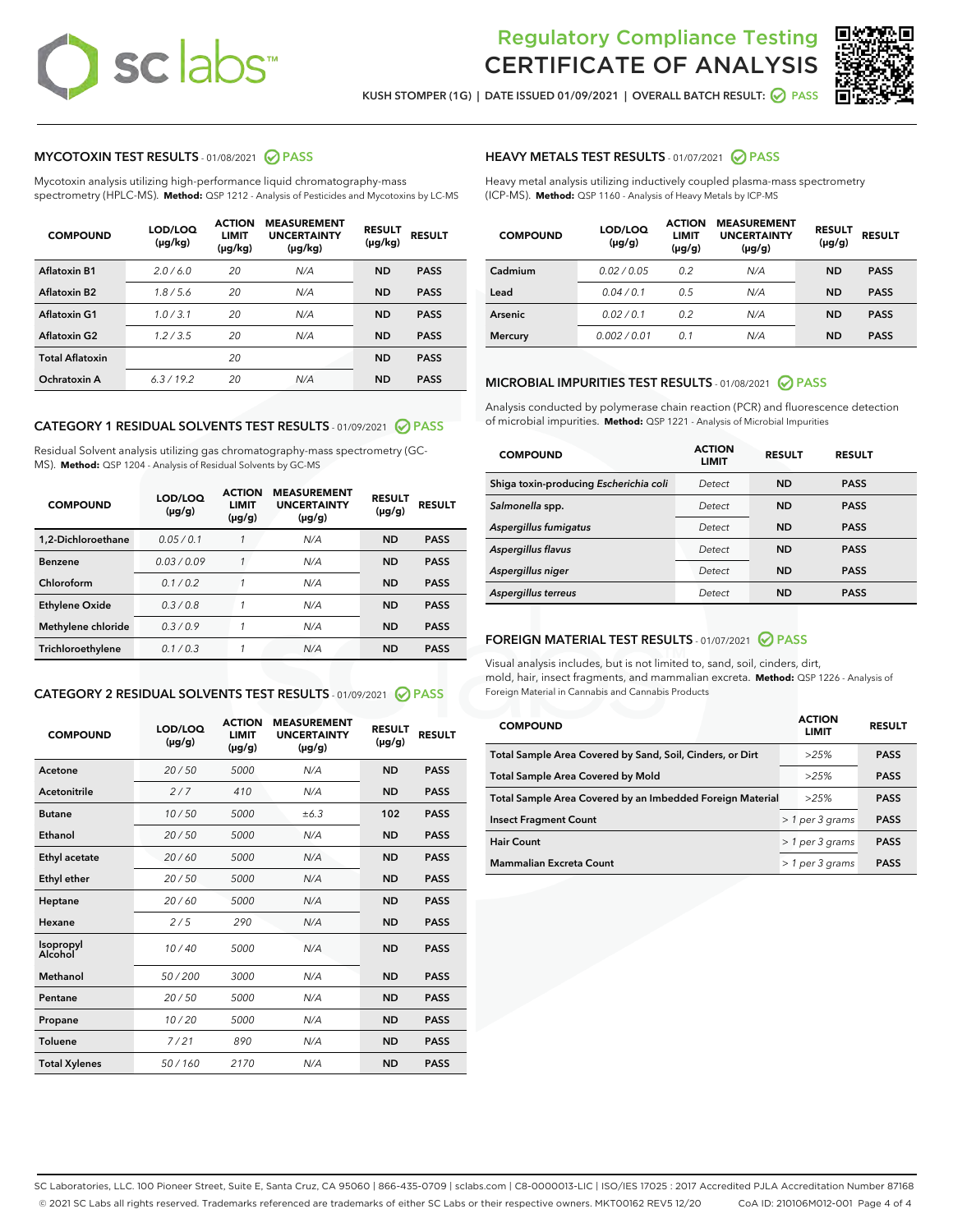# Regulatory Compliance Testing
# CERTIFICATE OF ANALYSIS

KUSH STOMPER (1G) | DATE ISSUED 01/09/2021 | OVERALL BATCH RESULT: PASS

## MYCOTOXIN TEST RESULTS - 01/08/2021 PASS

Mycotoxin analysis utilizing high-performance liquid chromatography-mass spectrometry (HPLC-MS). **Method:** QSP 1212 - Analysis of Pesticides and Mycotoxins by LC-MS

| COMPOUND | LOD/LOQ (μg/kg) | ACTION LIMIT (μg/kg) | MEASUREMENT UNCERTAINTY (μg/kg) | RESULT (μg/kg) | RESULT |
|---|---|---|---|---|---|
| Aflatoxin B1 | 2.0 / 6.0 | 20 | N/A | ND | PASS |
| Aflatoxin B2 | 1.8 / 5.6 | 20 | N/A | ND | PASS |
| Aflatoxin G1 | 1.0 / 3.1 | 20 | N/A | ND | PASS |
| Aflatoxin G2 | 1.2 / 3.5 | 20 | N/A | ND | PASS |
| Total Aflatoxin | | 20 | | ND | PASS |
| Ochratoxin A | 6.3 / 19.2 | 20 | N/A | ND | PASS |

## CATEGORY 1 RESIDUAL SOLVENTS TEST RESULTS - 01/09/2021 PASS

Residual Solvent analysis utilizing gas chromatography-mass spectrometry (GC-MS). **Method:** QSP 1204 - Analysis of Residual Solvents by GC-MS

| COMPOUND | LOD/LOQ (μg/g) | ACTION LIMIT (μg/g) | MEASUREMENT UNCERTAINTY (μg/g) | RESULT (μg/g) | RESULT |
|---|---|---|---|---|---|
| 1,2-Dichloroethane | 0.05 / 0.1 | 1 | N/A | ND | PASS |
| Benzene | 0.03 / 0.09 | 1 | N/A | ND | PASS |
| Chloroform | 0.1 / 0.2 | 1 | N/A | ND | PASS |
| Ethylene Oxide | 0.3 / 0.8 | 1 | N/A | ND | PASS |
| Methylene chloride | 0.3 / 0.9 | 1 | N/A | ND | PASS |
| Trichloroethylene | 0.1 / 0.3 | 1 | N/A | ND | PASS |

## CATEGORY 2 RESIDUAL SOLVENTS TEST RESULTS - 01/09/2021 PASS

| COMPOUND | LOD/LOQ (μg/g) | ACTION LIMIT (μg/g) | MEASUREMENT UNCERTAINTY (μg/g) | RESULT (μg/g) | RESULT |
|---|---|---|---|---|---|
| Acetone | 20 / 50 | 5000 | N/A | ND | PASS |
| Acetonitrile | 2 / 7 | 410 | N/A | ND | PASS |
| Butane | 10 / 50 | 5000 | ±6.3 | 102 | PASS |
| Ethanol | 20 / 50 | 5000 | N/A | ND | PASS |
| Ethyl acetate | 20 / 60 | 5000 | N/A | ND | PASS |
| Ethyl ether | 20 / 50 | 5000 | N/A | ND | PASS |
| Heptane | 20 / 60 | 5000 | N/A | ND | PASS |
| Hexane | 2 / 5 | 290 | N/A | ND | PASS |
| Isopropyl Alcohol | 10 / 40 | 5000 | N/A | ND | PASS |
| Methanol | 50 / 200 | 3000 | N/A | ND | PASS |
| Pentane | 20 / 50 | 5000 | N/A | ND | PASS |
| Propane | 10 / 20 | 5000 | N/A | ND | PASS |
| Toluene | 7 / 21 | 890 | N/A | ND | PASS |
| Total Xylenes | 50 / 160 | 2170 | N/A | ND | PASS |

## HEAVY METALS TEST RESULTS - 01/07/2021 PASS

Heavy metal analysis utilizing inductively coupled plasma-mass spectrometry (ICP-MS). **Method:** QSP 1160 - Analysis of Heavy Metals by ICP-MS

| COMPOUND | LOD/LOQ (μg/g) | ACTION LIMIT (μg/g) | MEASUREMENT UNCERTAINTY (μg/g) | RESULT (μg/g) | RESULT |
|---|---|---|---|---|---|
| Cadmium | 0.02 / 0.05 | 0.2 | N/A | ND | PASS |
| Lead | 0.04 / 0.1 | 0.5 | N/A | ND | PASS |
| Arsenic | 0.02 / 0.1 | 0.2 | N/A | ND | PASS |
| Mercury | 0.002 / 0.01 | 0.1 | N/A | ND | PASS |

## MICROBIAL IMPURITIES TEST RESULTS - 01/08/2021 PASS

Analysis conducted by polymerase chain reaction (PCR) and fluorescence detection of microbial impurities. **Method:** QSP 1221 - Analysis of Microbial Impurities

| COMPOUND | ACTION LIMIT | RESULT | RESULT |
|---|---|---|---|
| *Shiga toxin-producing Escherichia coli* | Detect | ND | PASS |
| *Salmonella* spp. | Detect | ND | PASS |
| *Aspergillus fumigatus* | Detect | ND | PASS |
| *Aspergillus flavus* | Detect | ND | PASS |
| *Aspergillus niger* | Detect | ND | PASS |
| *Aspergillus terreus* | Detect | ND | PASS |

## FOREIGN MATERIAL TEST RESULTS - 01/07/2021 PASS

Visual analysis includes, but is not limited to, sand, soil, cinders, dirt, mold, hair, insect fragments, and mammalian excreta. **Method:** QSP 1226 - Analysis of Foreign Material in Cannabis and Cannabis Products

| COMPOUND | ACTION LIMIT | RESULT |
|---|---|---|
| Total Sample Area Covered by Sand, Soil, Cinders, or Dirt | >25% | PASS |
| Total Sample Area Covered by Mold | >25% | PASS |
| Total Sample Area Covered by an Imbedded Foreign Material | >25% | PASS |
| Insect Fragment Count | > 1 per 3 grams | PASS |
| Hair Count | > 1 per 3 grams | PASS |
| Mammalian Excreta Count | > 1 per 3 grams | PASS |

SC Laboratories, LLC. 100 Pioneer Street, Suite E, Santa Cruz, CA 95060 | 866-435-0709 | sclabs.com | C8-0000013-LIC | ISO/IES 17025 : 2017 Accredited PJLA Accreditation Number 87168
© 2021 SC Labs all rights reserved. Trademarks referenced are trademarks of either SC Labs or their respective owners. MKT00162 REV5 12/20 CoA ID: 210106M012-001